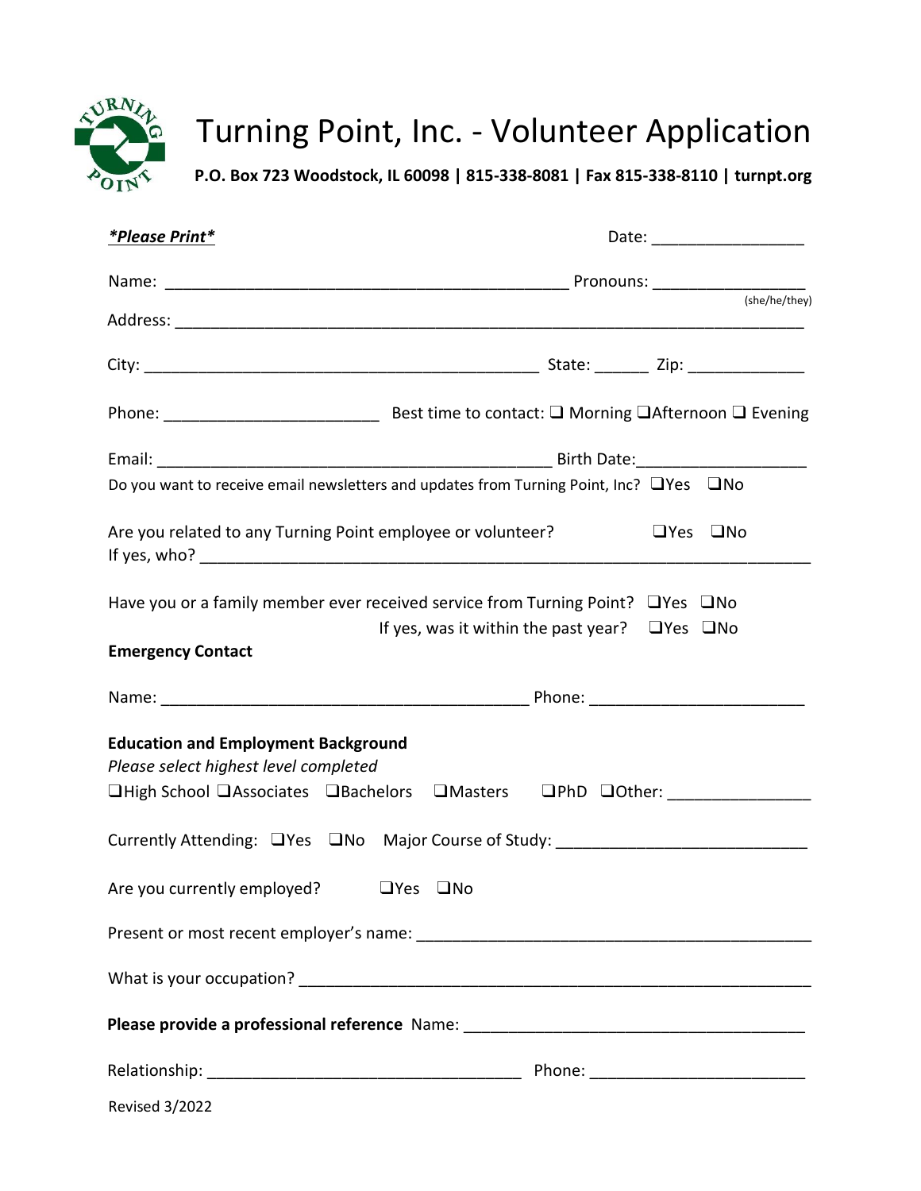# Turning Point, Inc. - Volunteer Application

**P.O. Box 723 Woodstock, IL 60098 | 815-338-8081 | Fax 815-338-8110 | turnpt.org**

***Please Print*** Date: _________________

Name: _____________________________________________ Pronouns: _________________
(she/he/they)

Address: ___________________________________________________________________________

City: ____________________________________________ State: ______ Zip: _____________

Phone: ________________________ Best time to contact: ❑ Morning ❑Afternoon ❑ Evening

Email: ____________________________________________ Birth Date:___________________

Do you want to receive email newsletters and updates from Turning Point, Inc? ❑Yes ❑No

Are you related to any Turning Point employee or volunteer? ❑Yes ❑No
If yes, who? _______________________________________________________________________

Have you or a family member ever received service from Turning Point? ❑Yes ❑No
If yes, was it within the past year? ❑Yes ❑No

**Emergency Contact**

Name: _________________________________________ Phone: ________________________

**Education and Employment Background**

*Please select highest level completed*

❑High School ❑Associates ❑Bachelors ❑Masters ❑PhD ❑Other: ________________

Currently Attending: ❑Yes ❑No Major Course of Study: ____________________________

Are you currently employed? ❑Yes ❑No

Present or most recent employer's name: ____________________________________________

What is your occupation? _______________________________________________________

**Please provide a professional reference** Name: _____________________________________

Relationship: ___________________________________ Phone: ________________________

Revised 3/2022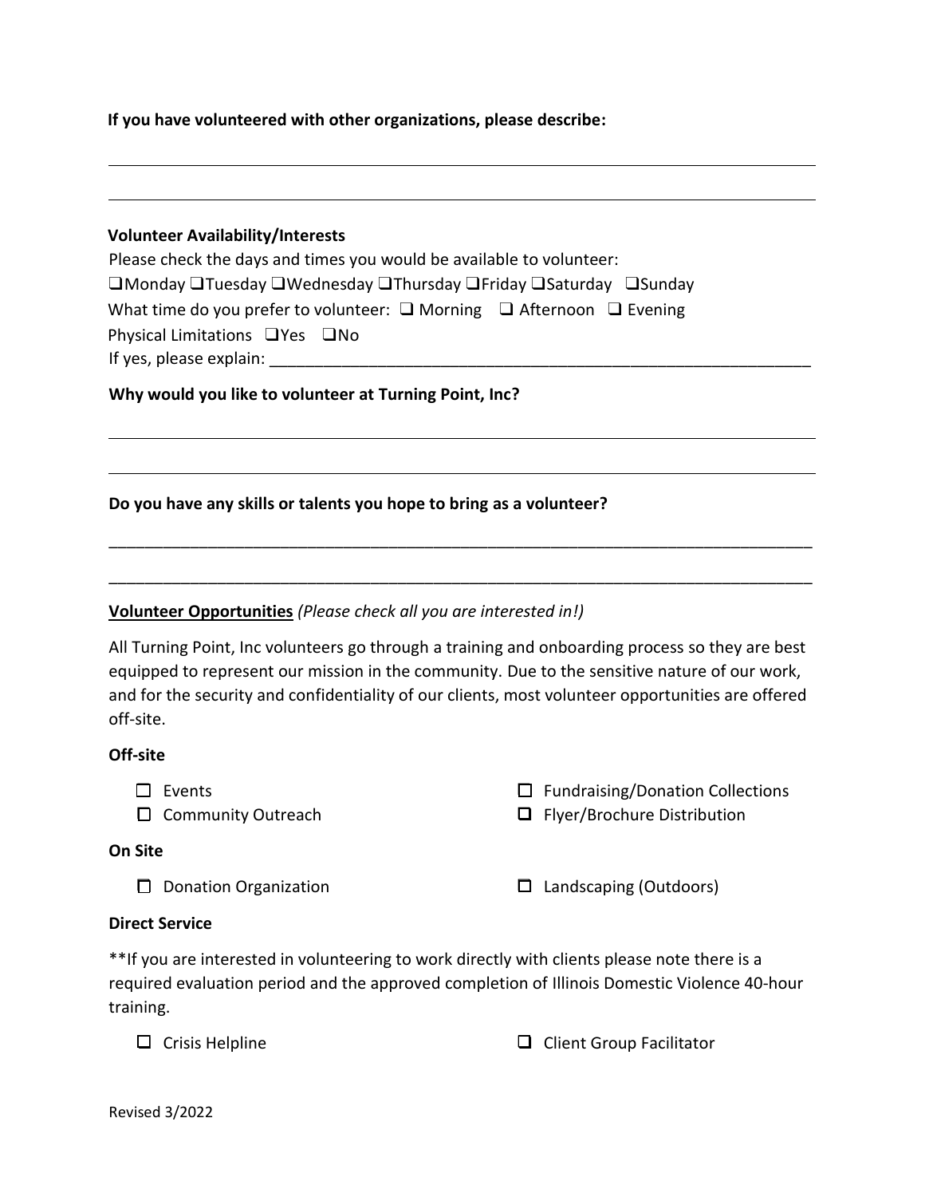**If you have volunteered with other organizations, please describe:**

\_\_\_\_\_\_\_\_\_\_\_\_\_\_\_\_\_\_\_\_\_\_\_\_\_\_\_\_\_\_\_\_\_\_\_\_\_\_\_\_\_\_\_\_\_\_\_\_\_\_\_\_\_\_\_\_\_\_\_\_\_\_\_\_\_\_\_\_\_\_\_\_\_\_\_\_\_\_

\_\_\_\_\_\_\_\_\_\_\_\_\_\_\_\_\_\_\_\_\_\_\_\_\_\_\_\_\_\_\_\_\_\_\_\_\_\_\_\_\_\_\_\_\_\_\_\_\_\_\_\_\_\_\_\_\_\_\_\_\_\_\_\_\_\_\_\_\_\_\_\_\_\_\_\_\_\_

**Volunteer Availability/Interests**

Please check the days and times you would be available to volunteer:

❑Monday ❑Tuesday ❑Wednesday ❑Thursday ❑Friday ❑Saturday ❑Sunday

What time do you prefer to volunteer: ❑ Morning ❑ Afternoon ❑ Evening

Physical Limitations ❑Yes ❑No

If yes, please explain: \_\_\_\_\_\_\_\_\_\_\_\_\_\_\_\_\_\_\_\_\_\_\_\_\_\_\_\_\_\_\_\_\_\_\_\_\_\_\_\_\_\_\_\_\_\_\_\_\_\_\_\_\_\_\_\_\_\_\_\_

**Why would you like to volunteer at Turning Point, Inc?**

\_\_\_\_\_\_\_\_\_\_\_\_\_\_\_\_\_\_\_\_\_\_\_\_\_\_\_\_\_\_\_\_\_\_\_\_\_\_\_\_\_\_\_\_\_\_\_\_\_\_\_\_\_\_\_\_\_\_\_\_\_\_\_\_\_\_\_\_\_\_\_\_\_\_\_\_\_\_

\_\_\_\_\_\_\_\_\_\_\_\_\_\_\_\_\_\_\_\_\_\_\_\_\_\_\_\_\_\_\_\_\_\_\_\_\_\_\_\_\_\_\_\_\_\_\_\_\_\_\_\_\_\_\_\_\_\_\_\_\_\_\_\_\_\_\_\_\_\_\_\_\_\_\_\_\_\_

**Do you have any skills or talents you hope to bring as a volunteer?**

\_\_\_\_\_\_\_\_\_\_\_\_\_\_\_\_\_\_\_\_\_\_\_\_\_\_\_\_\_\_\_\_\_\_\_\_\_\_\_\_\_\_\_\_\_\_\_\_\_\_\_\_\_\_\_\_\_\_\_\_\_\_\_\_\_\_\_\_\_\_\_\_\_\_\_\_\_\_

\_\_\_\_\_\_\_\_\_\_\_\_\_\_\_\_\_\_\_\_\_\_\_\_\_\_\_\_\_\_\_\_\_\_\_\_\_\_\_\_\_\_\_\_\_\_\_\_\_\_\_\_\_\_\_\_\_\_\_\_\_\_\_\_\_\_\_\_\_\_\_\_\_\_\_\_\_\_

**Volunteer Opportunities** *(Please check all you are interested in!)*

All Turning Point, Inc volunteers go through a training and onboarding process so they are best equipped to represent our mission in the community. Due to the sensitive nature of our work, and for the security and confidentiality of our clients, most volunteer opportunities are offered off-site.

**Off-site**

- ☐ Events
- ☐ Community Outreach
- ☐ Fundraising/Donation Collections
- ❑ Flyer/Brochure Distribution

**On Site**

- ☐ Donation Organization
- ☐ Landscaping (Outdoors)

**Direct Service**

**If you are interested in volunteering to work directly with clients please note there is a required evaluation period and the approved completion of Illinois Domestic Violence 40-hour training.

- ❑ Crisis Helpline
- ❑ Client Group Facilitator

Revised 3/2022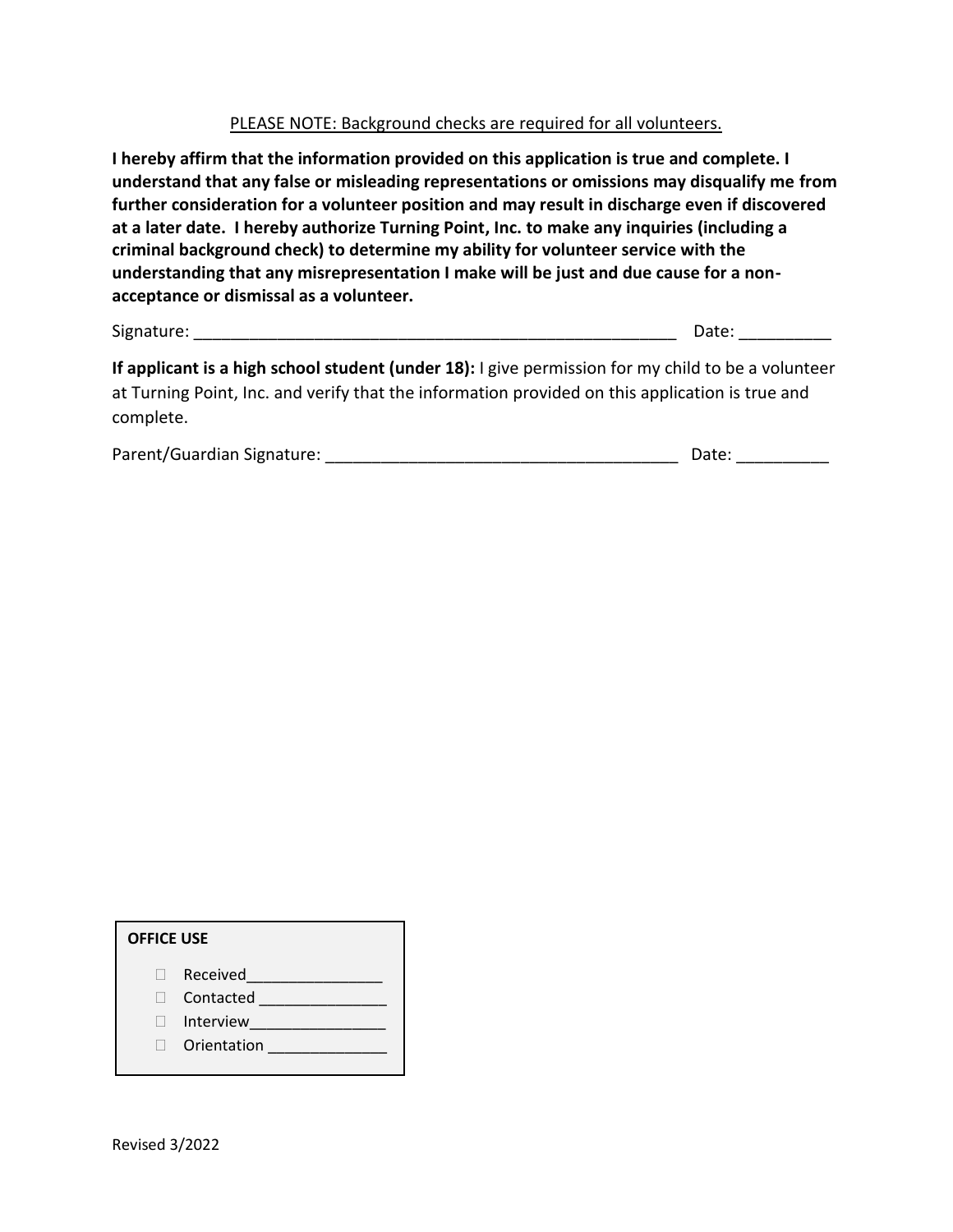PLEASE NOTE: Background checks are required for all volunteers.

**I hereby affirm that the information provided on this application is true and complete. I understand that any false or misleading representations or omissions may disqualify me from further consideration for a volunteer position and may result in discharge even if discovered at a later date. I hereby authorize Turning Point, Inc. to make any inquiries (including a criminal background check) to determine my ability for volunteer service with the understanding that any misrepresentation I make will be just and due cause for a non-acceptance or dismissal as a volunteer.**

Signature: ______________________________________________________ Date: __________

**If applicant is a high school student (under 18):** I give permission for my child to be a volunteer at Turning Point, Inc. and verify that the information provided on this application is true and complete.

Parent/Guardian Signature: _______________________________________ Date: __________

**OFFICE USE**

- ☐ Received________________
- ☐ Contacted _______________
- ☐ Interview________________
- ☐ Orientation ______________

Revised 3/2022